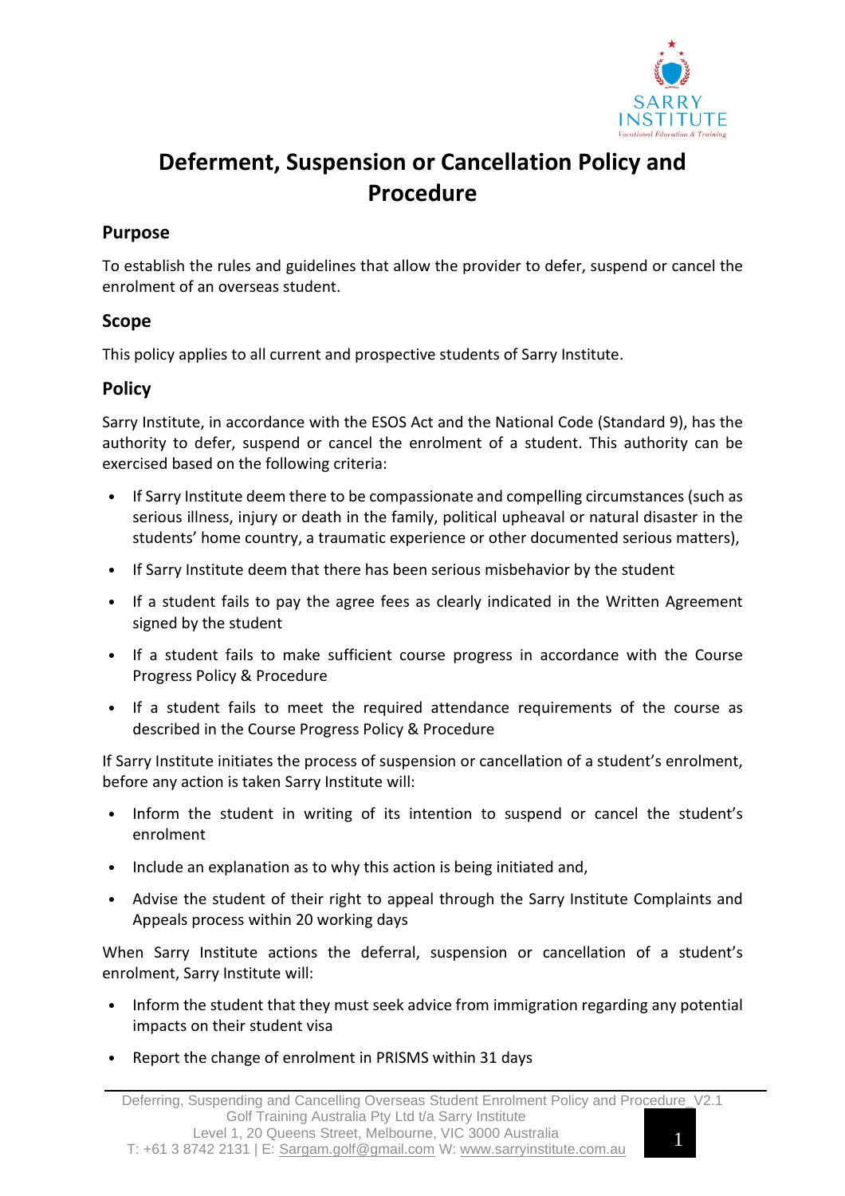# Deferment, Suspension or Cancellation Policy and Procedure

## Purpose

To establish the rules and guidelines that allow the provider to defer, suspend or cancel the enrolment of an overseas student.

## Scope

This policy applies to all current and prospective students of Sarry Institute.

## Policy

Sarry Institute, in accordance with the ESOS Act and the National Code (Standard 9), has the authority to defer, suspend or cancel the enrolment of a student. This authority can be exercised based on the following criteria:

- If Sarry Institute deem there to be compassionate and compelling circumstances (such as serious illness, injury or death in the family, political upheaval or natural disaster in the students' home country, a traumatic experience or other documented serious matters),
- If Sarry Institute deem that there has been serious misbehavior by the student
- If a student fails to pay the agree fees as clearly indicated in the Written Agreement signed by the student
- If a student fails to make sufficient course progress in accordance with the Course Progress Policy & Procedure
- If a student fails to meet the required attendance requirements of the course as described in the Course Progress Policy & Procedure

If Sarry Institute initiates the process of suspension or cancellation of a student's enrolment, before any action is taken Sarry Institute will:

- Inform the student in writing of its intention to suspend or cancel the student's enrolment
- Include an explanation as to why this action is being initiated and,
- Advise the student of their right to appeal through the Sarry Institute Complaints and Appeals process within 20 working days

When Sarry Institute actions the deferral, suspension or cancellation of a student's enrolment, Sarry Institute will:

- Inform the student that they must seek advice from immigration regarding any potential impacts on their student visa
- Report the change of enrolment in PRISMS within 31 days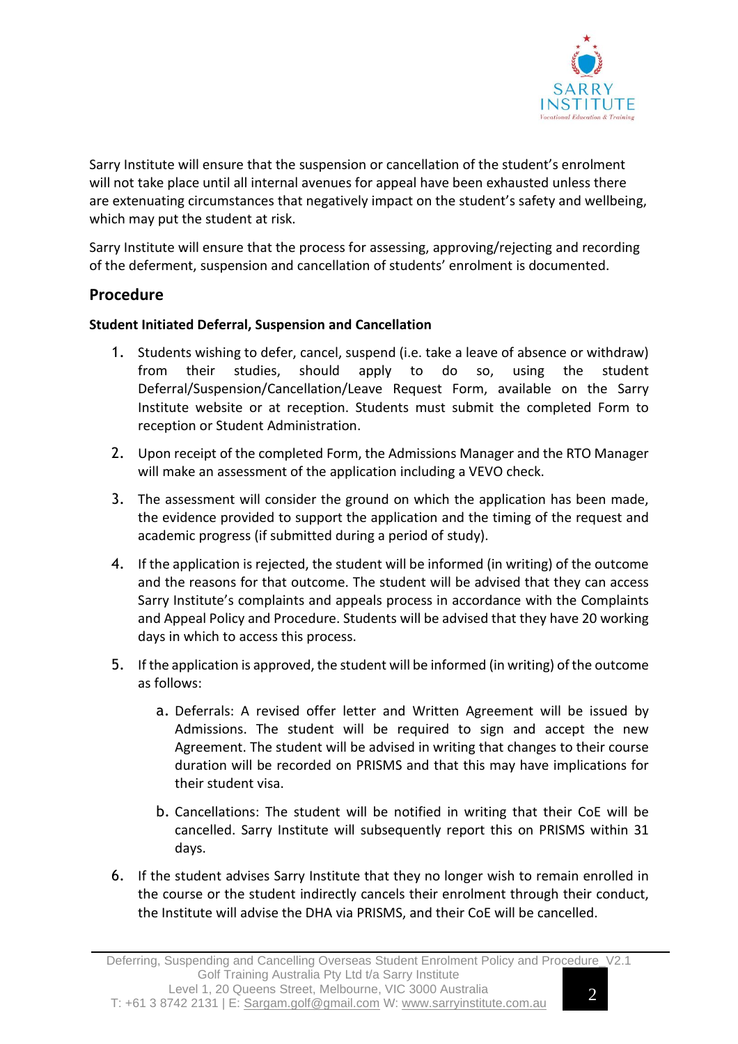Sarry Institute will ensure that the suspension or cancellation of the student's enrolment will not take place until all internal avenues for appeal have been exhausted unless there are extenuating circumstances that negatively impact on the student's safety and wellbeing, which may put the student at risk.

Sarry Institute will ensure that the process for assessing, approving/rejecting and recording of the deferment, suspension and cancellation of students' enrolment is documented.

## Procedure

**Student Initiated Deferral, Suspension and Cancellation**

1. Students wishing to defer, cancel, suspend (i.e. take a leave of absence or withdraw) from their studies, should apply to do so, using the student Deferral/Suspension/Cancellation/Leave Request Form, available on the Sarry Institute website or at reception. Students must submit the completed Form to reception or Student Administration.
2. Upon receipt of the completed Form, the Admissions Manager and the RTO Manager will make an assessment of the application including a VEVO check.
3. The assessment will consider the ground on which the application has been made, the evidence provided to support the application and the timing of the request and academic progress (if submitted during a period of study).
4. If the application is rejected, the student will be informed (in writing) of the outcome and the reasons for that outcome. The student will be advised that they can access Sarry Institute's complaints and appeals process in accordance with the Complaints and Appeal Policy and Procedure. Students will be advised that they have 20 working days in which to access this process.
5. If the application is approved, the student will be informed (in writing) of the outcome as follows:
   a. Deferrals: A revised offer letter and Written Agreement will be issued by Admissions. The student will be required to sign and accept the new Agreement. The student will be advised in writing that changes to their course duration will be recorded on PRISMS and that this may have implications for their student visa.
   b. Cancellations: The student will be notified in writing that their CoE will be cancelled. Sarry Institute will subsequently report this on PRISMS within 31 days.
6. If the student advises Sarry Institute that they no longer wish to remain enrolled in the course or the student indirectly cancels their enrolment through their conduct, the Institute will advise the DHA via PRISMS, and their CoE will be cancelled.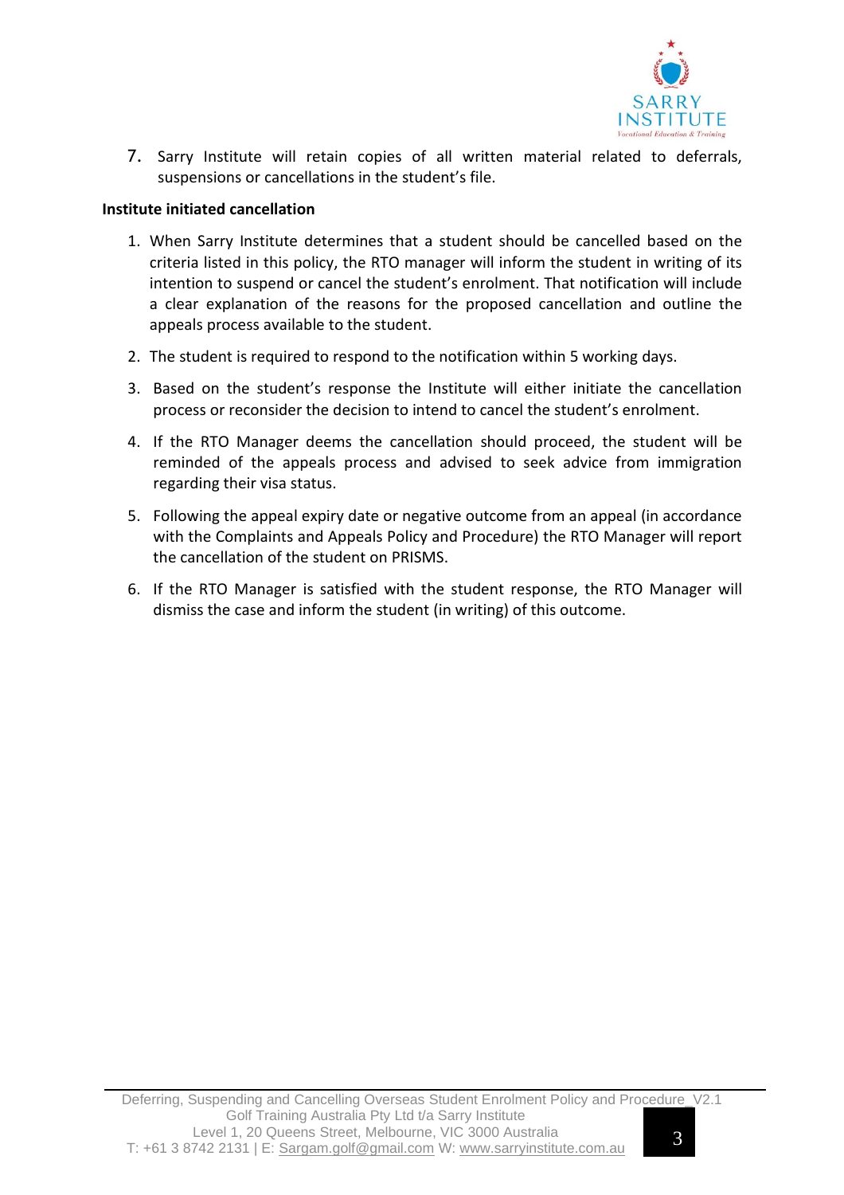7. Sarry Institute will retain copies of all written material related to deferrals, suspensions or cancellations in the student's file.

**Institute initiated cancellation**

1. When Sarry Institute determines that a student should be cancelled based on the criteria listed in this policy, the RTO manager will inform the student in writing of its intention to suspend or cancel the student's enrolment. That notification will include a clear explanation of the reasons for the proposed cancellation and outline the appeals process available to the student.
2. The student is required to respond to the notification within 5 working days.
3. Based on the student's response the Institute will either initiate the cancellation process or reconsider the decision to intend to cancel the student's enrolment.
4. If the RTO Manager deems the cancellation should proceed, the student will be reminded of the appeals process and advised to seek advice from immigration regarding their visa status.
5. Following the appeal expiry date or negative outcome from an appeal (in accordance with the Complaints and Appeals Policy and Procedure) the RTO Manager will report the cancellation of the student on PRISMS.
6. If the RTO Manager is satisfied with the student response, the RTO Manager will dismiss the case and inform the student (in writing) of this outcome.